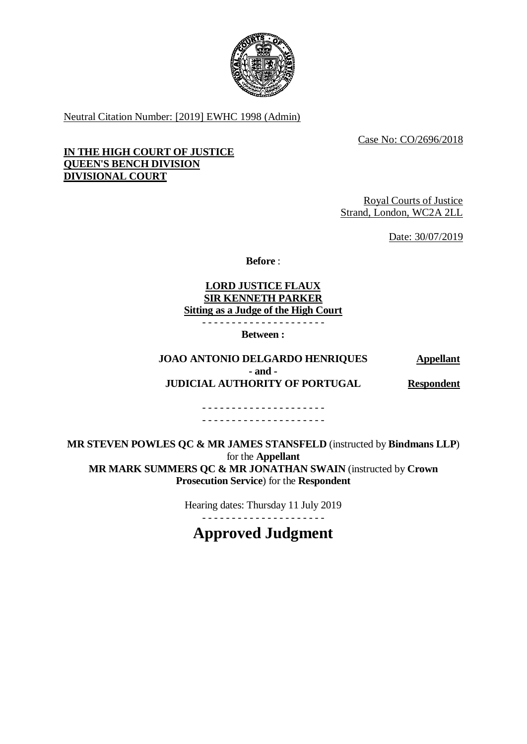Neutral Citation Number: [2019] EWHC 1998 (Admin)

Case No: CO/2696/2018

**IN THE HIGH COURT OF JUSTICE**
**QUEEN'S BENCH DIVISION**
**DIVISIONAL COURT**

Royal Courts of Justice
Strand, London, WC2A 2LL

Date: 30/07/2019

**Before** :

**LORD JUSTICE FLAUX**
**SIR KENNETH PARKER**
**Sitting as a Judge of the High Court**

- - - - - - - - - - - - - - - - - - - - -

**Between :**

| | |
|---|---|
| **JOAO ANTONIO DELGARDO HENRIQUES** | **Appellant** |
| **- and -** | |
| **JUDICIAL AUTHORITY OF PORTUGAL** | **Respondent** |

- - - - - - - - - - - - - - - - - - - - -
- - - - - - - - - - - - - - - - - - - - -

**MR STEVEN POWLES QC & MR JAMES STANSFELD** (instructed by **Bindmans LLP**) for the **Appellant**
**MR MARK SUMMERS QC & MR JONATHAN SWAIN** (instructed by **Crown Prosecution Service**) for the **Respondent**

Hearing dates: Thursday 11 July 2019

- - - - - - - - - - - - - - - - - - - - -

# Approved Judgment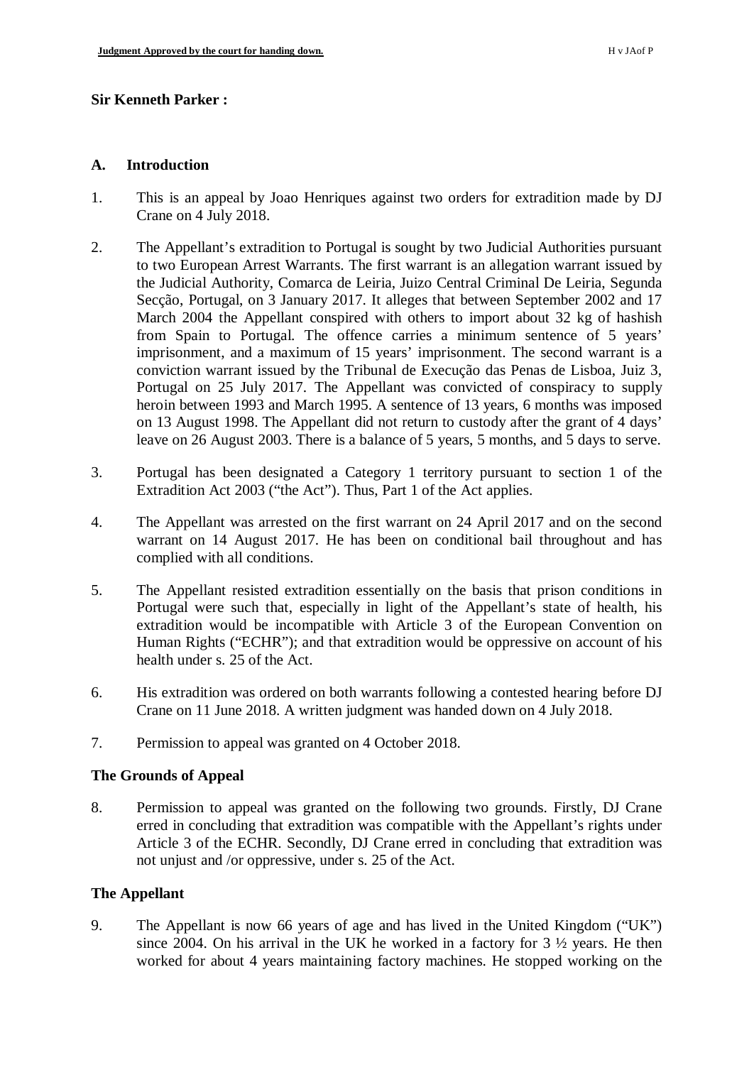**Sir Kenneth Parker :**

## A. Introduction

1. This is an appeal by Joao Henriques against two orders for extradition made by DJ Crane on 4 July 2018.

2. The Appellant's extradition to Portugal is sought by two Judicial Authorities pursuant to two European Arrest Warrants. The first warrant is an allegation warrant issued by the Judicial Authority, Comarca de Leiria, Juizo Central Criminal De Leiria, Segunda Secção, Portugal, on 3 January 2017. It alleges that between September 2002 and 17 March 2004 the Appellant conspired with others to import about 32 kg of hashish from Spain to Portugal. The offence carries a minimum sentence of 5 years' imprisonment, and a maximum of 15 years' imprisonment. The second warrant is a conviction warrant issued by the Tribunal de Execução das Penas de Lisboa, Juiz 3, Portugal on 25 July 2017. The Appellant was convicted of conspiracy to supply heroin between 1993 and March 1995. A sentence of 13 years, 6 months was imposed on 13 August 1998. The Appellant did not return to custody after the grant of 4 days' leave on 26 August 2003. There is a balance of 5 years, 5 months, and 5 days to serve.

3. Portugal has been designated a Category 1 territory pursuant to section 1 of the Extradition Act 2003 ("the Act"). Thus, Part 1 of the Act applies.

4. The Appellant was arrested on the first warrant on 24 April 2017 and on the second warrant on 14 August 2017. He has been on conditional bail throughout and has complied with all conditions.

5. The Appellant resisted extradition essentially on the basis that prison conditions in Portugal were such that, especially in light of the Appellant's state of health, his extradition would be incompatible with Article 3 of the European Convention on Human Rights ("ECHR"); and that extradition would be oppressive on account of his health under s. 25 of the Act.

6. His extradition was ordered on both warrants following a contested hearing before DJ Crane on 11 June 2018. A written judgment was handed down on 4 July 2018.

7. Permission to appeal was granted on 4 October 2018.

### The Grounds of Appeal

8. Permission to appeal was granted on the following two grounds. Firstly, DJ Crane erred in concluding that extradition was compatible with the Appellant's rights under Article 3 of the ECHR. Secondly, DJ Crane erred in concluding that extradition was not unjust and /or oppressive, under s. 25 of the Act.

### The Appellant

9. The Appellant is now 66 years of age and has lived in the United Kingdom ("UK") since 2004. On his arrival in the UK he worked in a factory for 3 ½ years. He then worked for about 4 years maintaining factory machines. He stopped working on the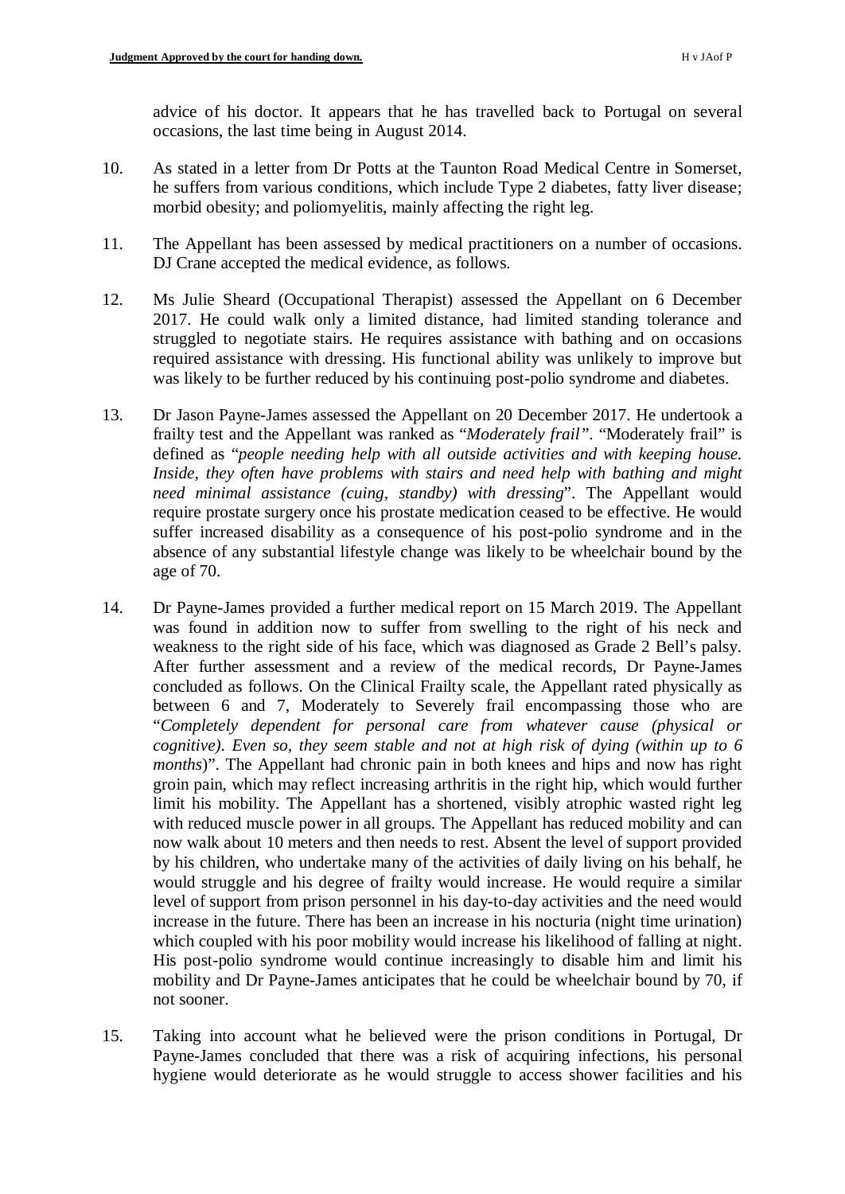advice of his doctor. It appears that he has travelled back to Portugal on several occasions, the last time being in August 2014.

10. As stated in a letter from Dr Potts at the Taunton Road Medical Centre in Somerset, he suffers from various conditions, which include Type 2 diabetes, fatty liver disease; morbid obesity; and poliomyelitis, mainly affecting the right leg.

11. The Appellant has been assessed by medical practitioners on a number of occasions. DJ Crane accepted the medical evidence, as follows.

12. Ms Julie Sheard (Occupational Therapist) assessed the Appellant on 6 December 2017. He could walk only a limited distance, had limited standing tolerance and struggled to negotiate stairs. He requires assistance with bathing and on occasions required assistance with dressing. His functional ability was unlikely to improve but was likely to be further reduced by his continuing post-polio syndrome and diabetes.

13. Dr Jason Payne-James assessed the Appellant on 20 December 2017. He undertook a frailty test and the Appellant was ranked as "*Moderately frail*". "Moderately frail" is defined as "*people needing help with all outside activities and with keeping house. Inside, they often have problems with stairs and need help with bathing and might need minimal assistance (cuing, standby) with dressing*". The Appellant would require prostate surgery once his prostate medication ceased to be effective. He would suffer increased disability as a consequence of his post-polio syndrome and in the absence of any substantial lifestyle change was likely to be wheelchair bound by the age of 70.

14. Dr Payne-James provided a further medical report on 15 March 2019. The Appellant was found in addition now to suffer from swelling to the right of his neck and weakness to the right side of his face, which was diagnosed as Grade 2 Bell's palsy. After further assessment and a review of the medical records, Dr Payne-James concluded as follows. On the Clinical Frailty scale, the Appellant rated physically as between 6 and 7, Moderately to Severely frail encompassing those who are "*Completely dependent for personal care from whatever cause (physical or cognitive). Even so, they seem stable and not at high risk of dying (within up to 6 months)*". The Appellant had chronic pain in both knees and hips and now has right groin pain, which may reflect increasing arthritis in the right hip, which would further limit his mobility. The Appellant has a shortened, visibly atrophic wasted right leg with reduced muscle power in all groups. The Appellant has reduced mobility and can now walk about 10 meters and then needs to rest. Absent the level of support provided by his children, who undertake many of the activities of daily living on his behalf, he would struggle and his degree of frailty would increase. He would require a similar level of support from prison personnel in his day-to-day activities and the need would increase in the future. There has been an increase in his nocturia (night time urination) which coupled with his poor mobility would increase his likelihood of falling at night. His post-polio syndrome would continue increasingly to disable him and limit his mobility and Dr Payne-James anticipates that he could be wheelchair bound by 70, if not sooner.

15. Taking into account what he believed were the prison conditions in Portugal, Dr Payne-James concluded that there was a risk of acquiring infections, his personal hygiene would deteriorate as he would struggle to access shower facilities and his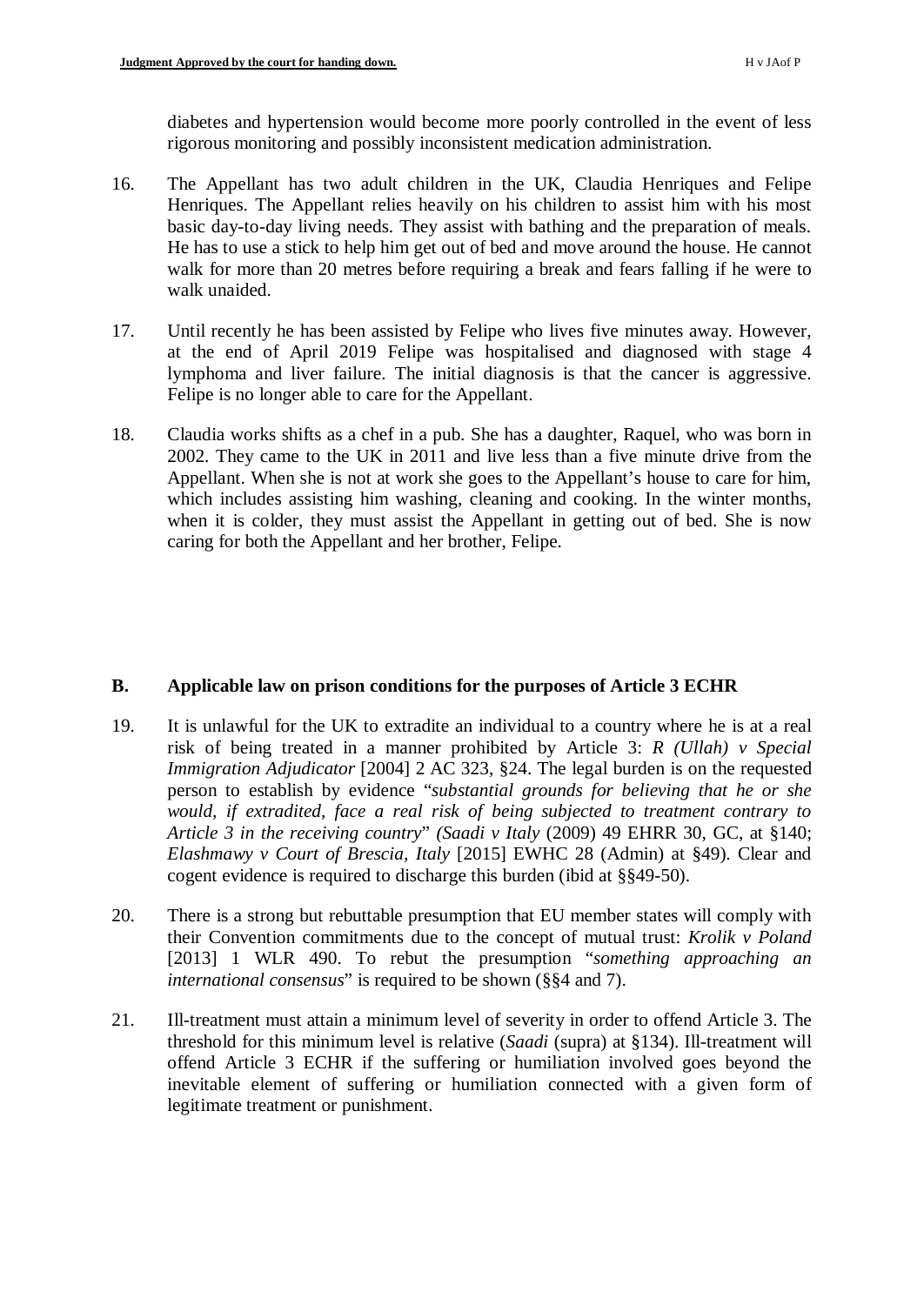diabetes and hypertension would become more poorly controlled in the event of less rigorous monitoring and possibly inconsistent medication administration.

16. The Appellant has two adult children in the UK, Claudia Henriques and Felipe Henriques. The Appellant relies heavily on his children to assist him with his most basic day-to-day living needs. They assist with bathing and the preparation of meals. He has to use a stick to help him get out of bed and move around the house. He cannot walk for more than 20 metres before requiring a break and fears falling if he were to walk unaided.

17. Until recently he has been assisted by Felipe who lives five minutes away. However, at the end of April 2019 Felipe was hospitalised and diagnosed with stage 4 lymphoma and liver failure. The initial diagnosis is that the cancer is aggressive. Felipe is no longer able to care for the Appellant.

18. Claudia works shifts as a chef in a pub. She has a daughter, Raquel, who was born in 2002. They came to the UK in 2011 and live less than a five minute drive from the Appellant. When she is not at work she goes to the Appellant's house to care for him, which includes assisting him washing, cleaning and cooking. In the winter months, when it is colder, they must assist the Appellant in getting out of bed. She is now caring for both the Appellant and her brother, Felipe.

## B. Applicable law on prison conditions for the purposes of Article 3 ECHR

19. It is unlawful for the UK to extradite an individual to a country where he is at a real risk of being treated in a manner prohibited by Article 3: *R (Ullah) v Special Immigration Adjudicator* [2004] 2 AC 323, §24. The legal burden is on the requested person to establish by evidence "*substantial grounds for believing that he or she would, if extradited, face a real risk of being subjected to treatment contrary to Article 3 in the receiving country*" *(Saadi v Italy* (2009) 49 EHRR 30, GC, at §140; *Elashmawy v Court of Brescia, Italy* [2015] EWHC 28 (Admin) at §49). Clear and cogent evidence is required to discharge this burden (ibid at §§49-50).

20. There is a strong but rebuttable presumption that EU member states will comply with their Convention commitments due to the concept of mutual trust: *Krolik v Poland* [2013] 1 WLR 490. To rebut the presumption "*something approaching an international consensus*" is required to be shown (§§4 and 7).

21. Ill-treatment must attain a minimum level of severity in order to offend Article 3. The threshold for this minimum level is relative (*Saadi* (supra) at §134). Ill-treatment will offend Article 3 ECHR if the suffering or humiliation involved goes beyond the inevitable element of suffering or humiliation connected with a given form of legitimate treatment or punishment.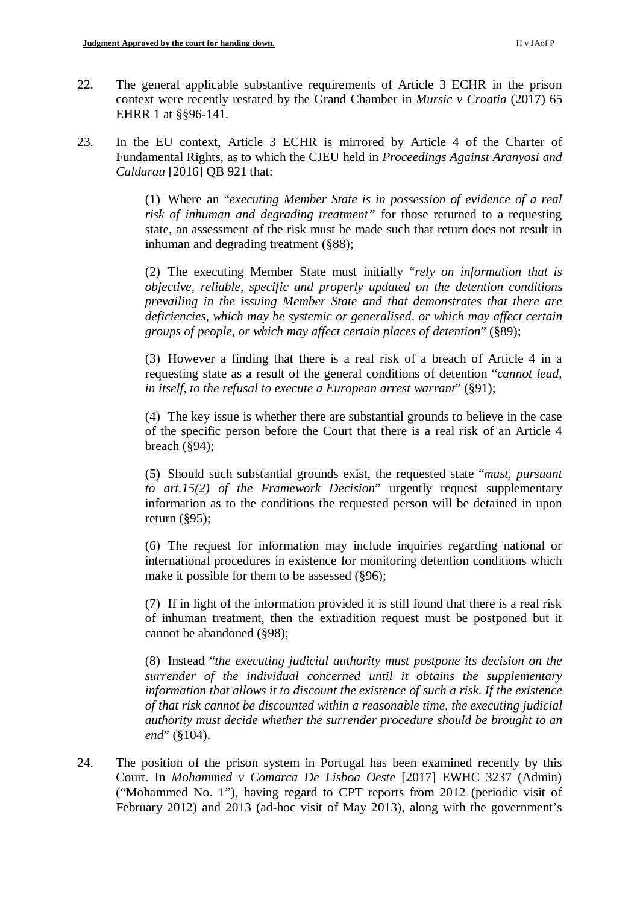22. The general applicable substantive requirements of Article 3 ECHR in the prison context were recently restated by the Grand Chamber in *Mursic v Croatia* (2017) 65 EHRR 1 at §§96-141.

23. In the EU context, Article 3 ECHR is mirrored by Article 4 of the Charter of Fundamental Rights, as to which the CJEU held in *Proceedings Against Aranyosi and Caldarau* [2016] QB 921 that:

    (1) Where an "*executing Member State is in possession of evidence of a real risk of inhuman and degrading treatment"* for those returned to a requesting state, an assessment of the risk must be made such that return does not result in inhuman and degrading treatment (§88);

    (2) The executing Member State must initially "*rely on information that is objective, reliable, specific and properly updated on the detention conditions prevailing in the issuing Member State and that demonstrates that there are deficiencies, which may be systemic or generalised, or which may affect certain groups of people, or which may affect certain places of detention*" (§89);

    (3) However a finding that there is a real risk of a breach of Article 4 in a requesting state as a result of the general conditions of detention "*cannot lead, in itself, to the refusal to execute a European arrest warrant*" (§91);

    (4) The key issue is whether there are substantial grounds to believe in the case of the specific person before the Court that there is a real risk of an Article 4 breach (§94);

    (5) Should such substantial grounds exist, the requested state "*must, pursuant to art.15(2) of the Framework Decision*" urgently request supplementary information as to the conditions the requested person will be detained in upon return (§95);

    (6) The request for information may include inquiries regarding national or international procedures in existence for monitoring detention conditions which make it possible for them to be assessed (§96);

    (7) If in light of the information provided it is still found that there is a real risk of inhuman treatment, then the extradition request must be postponed but it cannot be abandoned (§98);

    (8) Instead "*the executing judicial authority must postpone its decision on the surrender of the individual concerned until it obtains the supplementary information that allows it to discount the existence of such a risk. If the existence of that risk cannot be discounted within a reasonable time, the executing judicial authority must decide whether the surrender procedure should be brought to an end*" (§104).

24. The position of the prison system in Portugal has been examined recently by this Court. In *Mohammed v Comarca De Lisboa Oeste* [2017] EWHC 3237 (Admin) ("Mohammed No. 1"), having regard to CPT reports from 2012 (periodic visit of February 2012) and 2013 (ad-hoc visit of May 2013), along with the government's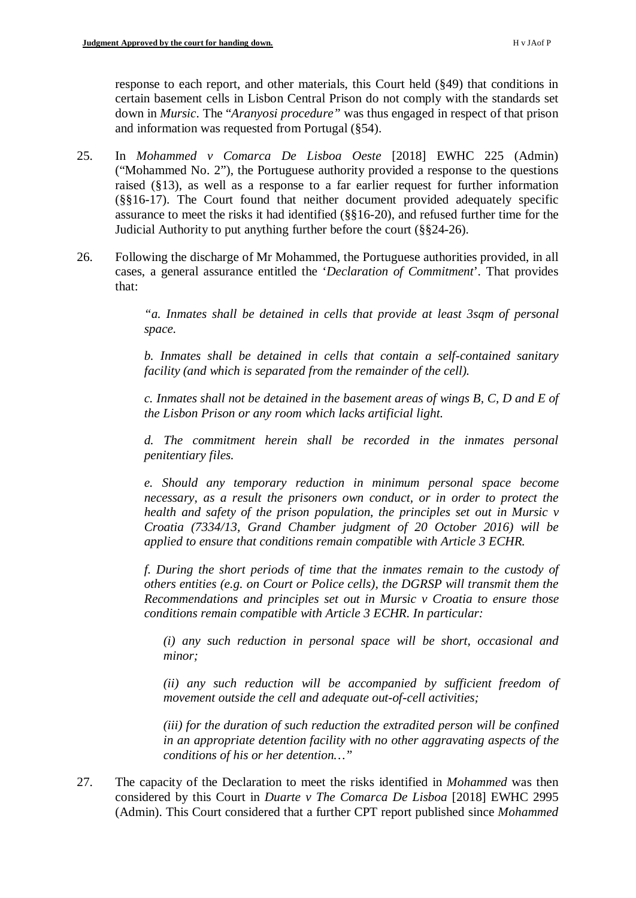response to each report, and other materials, this Court held (§49) that conditions in certain basement cells in Lisbon Central Prison do not comply with the standards set down in *Mursic*. The "*Aranyosi procedure"* was thus engaged in respect of that prison and information was requested from Portugal (§54).

25. In *Mohammed v Comarca De Lisboa Oeste* [2018] EWHC 225 (Admin) ("Mohammed No. 2"), the Portuguese authority provided a response to the questions raised (§13), as well as a response to a far earlier request for further information (§§16-17). The Court found that neither document provided adequately specific assurance to meet the risks it had identified (§§16-20), and refused further time for the Judicial Authority to put anything further before the court (§§24-26).

26. Following the discharge of Mr Mohammed, the Portuguese authorities provided, in all cases, a general assurance entitled the '*Declaration of Commitment*'. That provides that:

> *"a. Inmates shall be detained in cells that provide at least 3sqm of personal space.*
>
> *b. Inmates shall be detained in cells that contain a self-contained sanitary facility (and which is separated from the remainder of the cell).*
>
> *c. Inmates shall not be detained in the basement areas of wings B, C, D and E of the Lisbon Prison or any room which lacks artificial light.*
>
> *d. The commitment herein shall be recorded in the inmates personal penitentiary files.*
>
> *e. Should any temporary reduction in minimum personal space become necessary, as a result the prisoners own conduct, or in order to protect the health and safety of the prison population, the principles set out in Mursic v Croatia (7334/13, Grand Chamber judgment of 20 October 2016) will be applied to ensure that conditions remain compatible with Article 3 ECHR.*
>
> *f. During the short periods of time that the inmates remain to the custody of others entities (e.g. on Court or Police cells), the DGRSP will transmit them the Recommendations and principles set out in Mursic v Croatia to ensure those conditions remain compatible with Article 3 ECHR. In particular:*
>
> > *(i) any such reduction in personal space will be short, occasional and minor;*
> >
> > *(ii) any such reduction will be accompanied by sufficient freedom of movement outside the cell and adequate out-of-cell activities;*
> >
> > *(iii) for the duration of such reduction the extradited person will be confined in an appropriate detention facility with no other aggravating aspects of the conditions of his or her detention…"*

27. The capacity of the Declaration to meet the risks identified in *Mohammed* was then considered by this Court in *Duarte v The Comarca De Lisboa* [2018] EWHC 2995 (Admin). This Court considered that a further CPT report published since *Mohammed*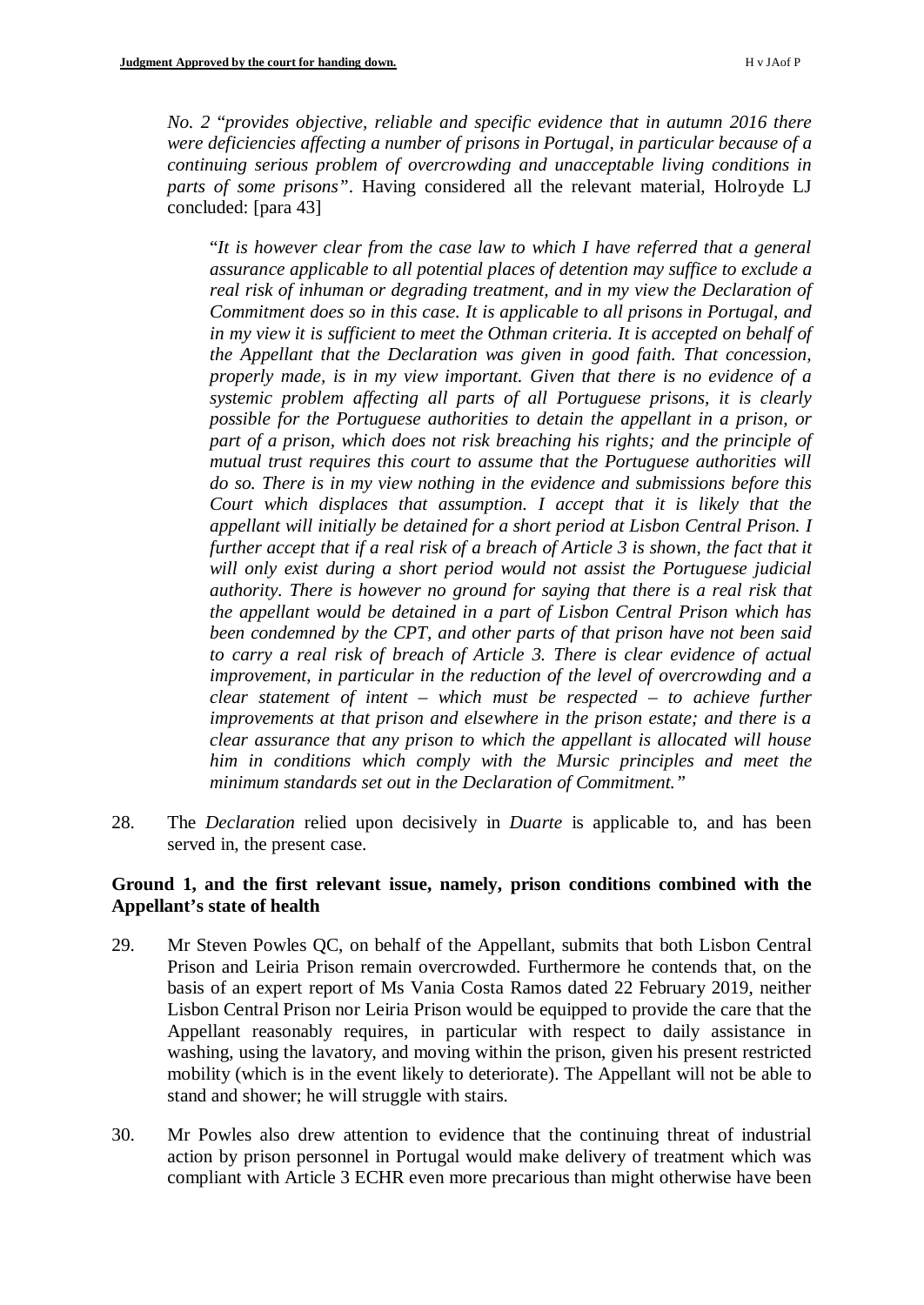*No. 2* "*provides objective, reliable and specific evidence that in autumn 2016 there were deficiencies affecting a number of prisons in Portugal, in particular because of a continuing serious problem of overcrowding and unacceptable living conditions in parts of some prisons*". Having considered all the relevant material, Holroyde LJ concluded: [para 43]

> "*It is however clear from the case law to which I have referred that a general assurance applicable to all potential places of detention may suffice to exclude a real risk of inhuman or degrading treatment, and in my view the Declaration of Commitment does so in this case. It is applicable to all prisons in Portugal, and in my view it is sufficient to meet the Othman criteria. It is accepted on behalf of the Appellant that the Declaration was given in good faith. That concession, properly made, is in my view important. Given that there is no evidence of a systemic problem affecting all parts of all Portuguese prisons, it is clearly possible for the Portuguese authorities to detain the appellant in a prison, or part of a prison, which does not risk breaching his rights; and the principle of mutual trust requires this court to assume that the Portuguese authorities will do so. There is in my view nothing in the evidence and submissions before this Court which displaces that assumption. I accept that it is likely that the appellant will initially be detained for a short period at Lisbon Central Prison. I further accept that if a real risk of a breach of Article 3 is shown, the fact that it will only exist during a short period would not assist the Portuguese judicial authority. There is however no ground for saying that there is a real risk that the appellant would be detained in a part of Lisbon Central Prison which has been condemned by the CPT, and other parts of that prison have not been said to carry a real risk of breach of Article 3. There is clear evidence of actual improvement, in particular in the reduction of the level of overcrowding and a clear statement of intent – which must be respected – to achieve further improvements at that prison and elsewhere in the prison estate; and there is a clear assurance that any prison to which the appellant is allocated will house him in conditions which comply with the Mursic principles and meet the minimum standards set out in the Declaration of Commitment.*"

28. The *Declaration* relied upon decisively in *Duarte* is applicable to, and has been served in, the present case.

### Ground 1, and the first relevant issue, namely, prison conditions combined with the Appellant's state of health

29. Mr Steven Powles QC, on behalf of the Appellant, submits that both Lisbon Central Prison and Leiria Prison remain overcrowded. Furthermore he contends that, on the basis of an expert report of Ms Vania Costa Ramos dated 22 February 2019, neither Lisbon Central Prison nor Leiria Prison would be equipped to provide the care that the Appellant reasonably requires, in particular with respect to daily assistance in washing, using the lavatory, and moving within the prison, given his present restricted mobility (which is in the event likely to deteriorate). The Appellant will not be able to stand and shower; he will struggle with stairs.

30. Mr Powles also drew attention to evidence that the continuing threat of industrial action by prison personnel in Portugal would make delivery of treatment which was compliant with Article 3 ECHR even more precarious than might otherwise have been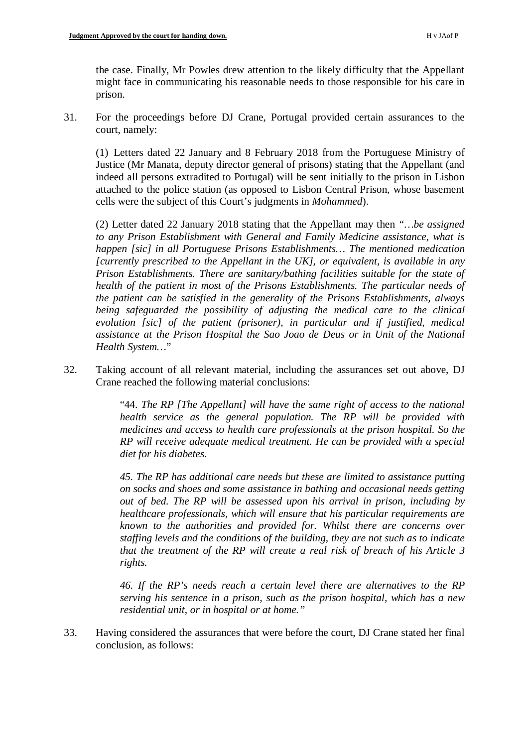the case. Finally, Mr Powles drew attention to the likely difficulty that the Appellant might face in communicating his reasonable needs to those responsible for his care in prison.

31. For the proceedings before DJ Crane, Portugal provided certain assurances to the court, namely:

(1) Letters dated 22 January and 8 February 2018 from the Portuguese Ministry of Justice (Mr Manata, deputy director general of prisons) stating that the Appellant (and indeed all persons extradited to Portugal) will be sent initially to the prison in Lisbon attached to the police station (as opposed to Lisbon Central Prison, whose basement cells were the subject of this Court's judgments in *Mohammed*).

(2) Letter dated 22 January 2018 stating that the Appellant may then "*…be assigned to any Prison Establishment with General and Family Medicine assistance, what is happen [sic] in all Portuguese Prisons Establishments… The mentioned medication [currently prescribed to the Appellant in the UK], or equivalent, is available in any Prison Establishments. There are sanitary/bathing facilities suitable for the state of health of the patient in most of the Prisons Establishments. The particular needs of the patient can be satisfied in the generality of the Prisons Establishments, always being safeguarded the possibility of adjusting the medical care to the clinical evolution [sic] of the patient (prisoner), in particular and if justified, medical assistance at the Prison Hospital the Sao Joao de Deus or in Unit of the National Health System…*"

32. Taking account of all relevant material, including the assurances set out above, DJ Crane reached the following material conclusions:

> "44. *The RP [The Appellant] will have the same right of access to the national health service as the general population. The RP will be provided with medicines and access to health care professionals at the prison hospital. So the RP will receive adequate medical treatment. He can be provided with a special diet for his diabetes.*
>
> *45. The RP has additional care needs but these are limited to assistance putting on socks and shoes and some assistance in bathing and occasional needs getting out of bed. The RP will be assessed upon his arrival in prison, including by healthcare professionals, which will ensure that his particular requirements are known to the authorities and provided for. Whilst there are concerns over staffing levels and the conditions of the building, they are not such as to indicate that the treatment of the RP will create a real risk of breach of his Article 3 rights.*
>
> *46. If the RP's needs reach a certain level there are alternatives to the RP serving his sentence in a prison, such as the prison hospital, which has a new residential unit, or in hospital or at home."*

33. Having considered the assurances that were before the court, DJ Crane stated her final conclusion, as follows: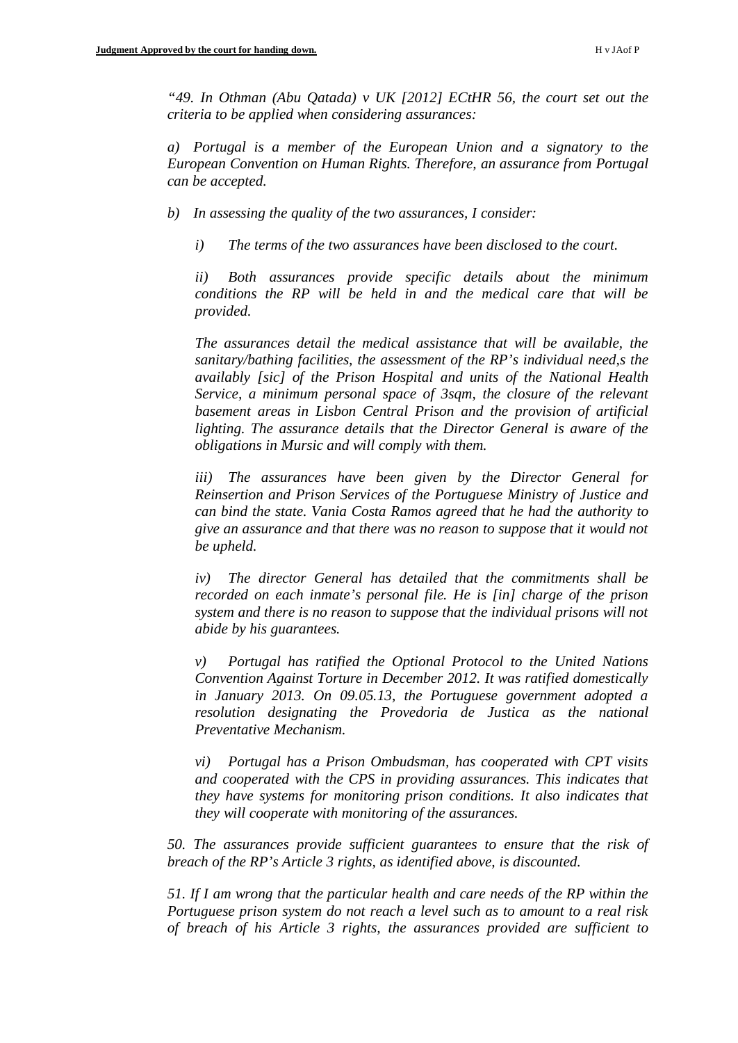*"49. In Othman (Abu Qatada) v UK [2012] ECtHR 56, the court set out the criteria to be applied when considering assurances:*

*a) Portugal is a member of the European Union and a signatory to the European Convention on Human Rights. Therefore, an assurance from Portugal can be accepted.*

*b) In assessing the quality of the two assurances, I consider:*

*i) The terms of the two assurances have been disclosed to the court.*

*ii) Both assurances provide specific details about the minimum conditions the RP will be held in and the medical care that will be provided.*

*The assurances detail the medical assistance that will be available, the sanitary/bathing facilities, the assessment of the RP's individual need,s the availably [sic] of the Prison Hospital and units of the National Health Service, a minimum personal space of 3sqm, the closure of the relevant basement areas in Lisbon Central Prison and the provision of artificial lighting. The assurance details that the Director General is aware of the obligations in Mursic and will comply with them.*

*iii) The assurances have been given by the Director General for Reinsertion and Prison Services of the Portuguese Ministry of Justice and can bind the state. Vania Costa Ramos agreed that he had the authority to give an assurance and that there was no reason to suppose that it would not be upheld.*

*iv) The director General has detailed that the commitments shall be recorded on each inmate's personal file. He is [in] charge of the prison system and there is no reason to suppose that the individual prisons will not abide by his guarantees.*

*v) Portugal has ratified the Optional Protocol to the United Nations Convention Against Torture in December 2012. It was ratified domestically in January 2013. On 09.05.13, the Portuguese government adopted a resolution designating the Provedoria de Justica as the national Preventative Mechanism.*

*vi) Portugal has a Prison Ombudsman, has cooperated with CPT visits and cooperated with the CPS in providing assurances. This indicates that they have systems for monitoring prison conditions. It also indicates that they will cooperate with monitoring of the assurances.*

*50. The assurances provide sufficient guarantees to ensure that the risk of breach of the RP's Article 3 rights, as identified above, is discounted.*

*51. If I am wrong that the particular health and care needs of the RP within the Portuguese prison system do not reach a level such as to amount to a real risk of breach of his Article 3 rights, the assurances provided are sufficient to*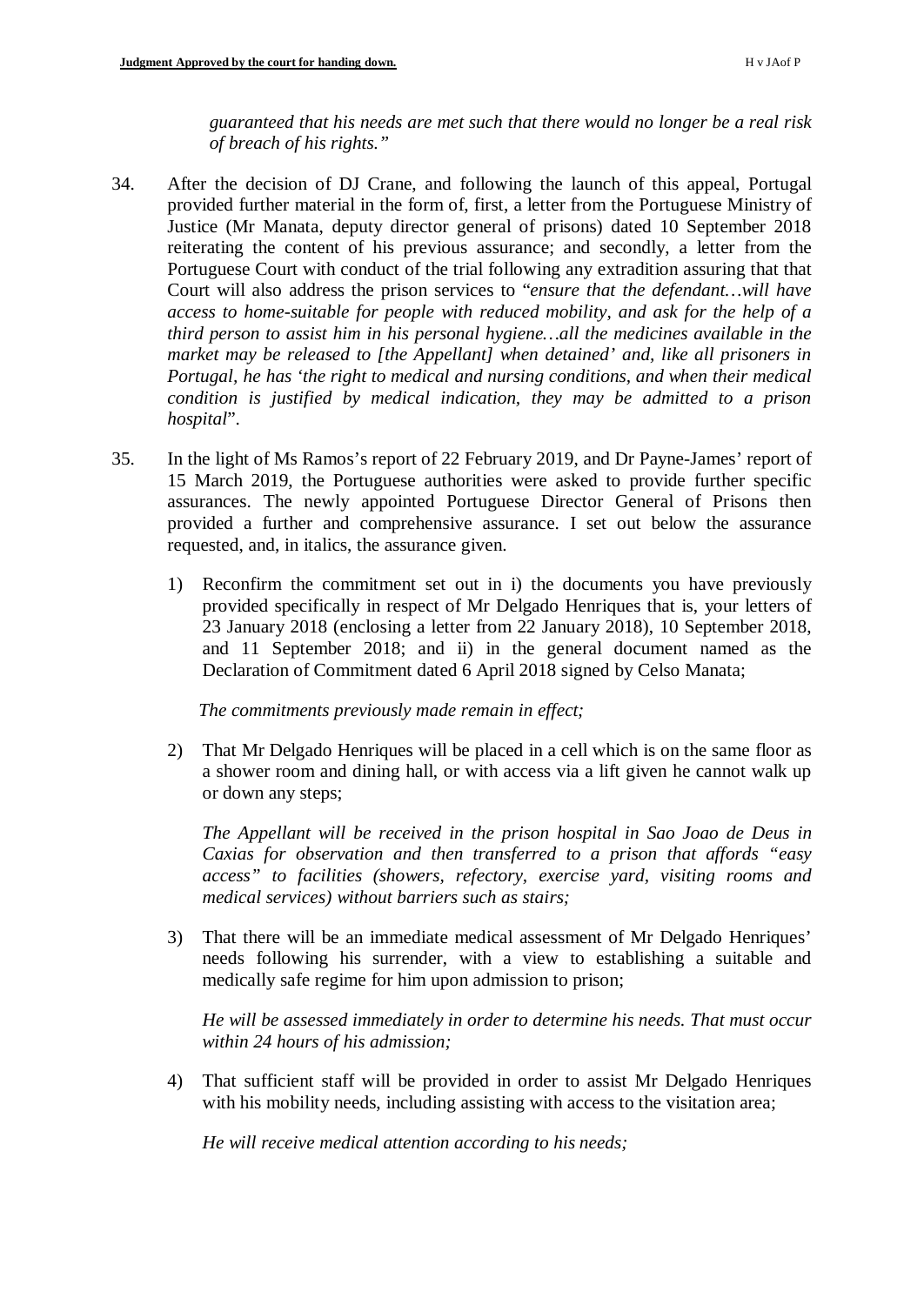*guaranteed that his needs are met such that there would no longer be a real risk of breach of his rights."*

34. After the decision of DJ Crane, and following the launch of this appeal, Portugal provided further material in the form of, first, a letter from the Portuguese Ministry of Justice (Mr Manata, deputy director general of prisons) dated 10 September 2018 reiterating the content of his previous assurance; and secondly, a letter from the Portuguese Court with conduct of the trial following any extradition assuring that that Court will also address the prison services to "*ensure that the defendant…will have access to home-suitable for people with reduced mobility, and ask for the help of a third person to assist him in his personal hygiene…all the medicines available in the market may be released to [the Appellant] when detained' and, like all prisoners in Portugal, he has 'the right to medical and nursing conditions, and when their medical condition is justified by medical indication, they may be admitted to a prison hospital*".

35. In the light of Ms Ramos's report of 22 February 2019, and Dr Payne-James' report of 15 March 2019, the Portuguese authorities were asked to provide further specific assurances. The newly appointed Portuguese Director General of Prisons then provided a further and comprehensive assurance. I set out below the assurance requested, and, in italics, the assurance given.

    1) Reconfirm the commitment set out in i) the documents you have previously provided specifically in respect of Mr Delgado Henriques that is, your letters of 23 January 2018 (enclosing a letter from 22 January 2018), 10 September 2018, and 11 September 2018; and ii) in the general document named as the Declaration of Commitment dated 6 April 2018 signed by Celso Manata;

       *The commitments previously made remain in effect;*

    2) That Mr Delgado Henriques will be placed in a cell which is on the same floor as a shower room and dining hall, or with access via a lift given he cannot walk up or down any steps;

       *The Appellant will be received in the prison hospital in Sao Joao de Deus in Caxias for observation and then transferred to a prison that affords "easy access" to facilities (showers, refectory, exercise yard, visiting rooms and medical services) without barriers such as stairs;*

    3) That there will be an immediate medical assessment of Mr Delgado Henriques' needs following his surrender, with a view to establishing a suitable and medically safe regime for him upon admission to prison;

       *He will be assessed immediately in order to determine his needs. That must occur within 24 hours of his admission;*

    4) That sufficient staff will be provided in order to assist Mr Delgado Henriques with his mobility needs, including assisting with access to the visitation area;

       *He will receive medical attention according to his needs;*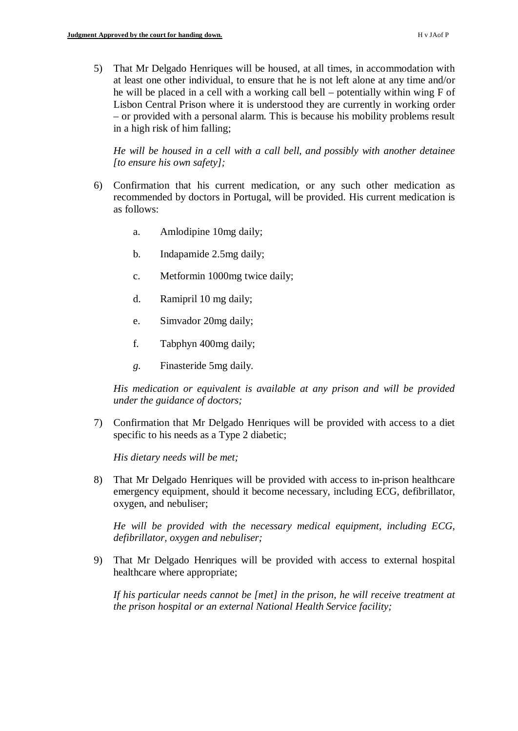5) That Mr Delgado Henriques will be housed, at all times, in accommodation with at least one other individual, to ensure that he is not left alone at any time and/or he will be placed in a cell with a working call bell – potentially within wing F of Lisbon Central Prison where it is understood they are currently in working order – or provided with a personal alarm. This is because his mobility problems result in a high risk of him falling;

   *He will be housed in a cell with a call bell, and possibly with another detainee [to ensure his own safety];*

6) Confirmation that his current medication, or any such other medication as recommended by doctors in Portugal, will be provided. His current medication is as follows:

   a. Amlodipine 10mg daily;

   b. Indapamide 2.5mg daily;

   c. Metformin 1000mg twice daily;

   d. Ramipril 10 mg daily;

   e. Simvador 20mg daily;

   f. Tabphyn 400mg daily;

   *g.* Finasteride 5mg daily.

   *His medication or equivalent is available at any prison and will be provided under the guidance of doctors;*

7) Confirmation that Mr Delgado Henriques will be provided with access to a diet specific to his needs as a Type 2 diabetic;

   *His dietary needs will be met;*

8) That Mr Delgado Henriques will be provided with access to in-prison healthcare emergency equipment, should it become necessary, including ECG, defibrillator, oxygen, and nebuliser;

   *He will be provided with the necessary medical equipment, including ECG, defibrillator, oxygen and nebuliser;*

9) That Mr Delgado Henriques will be provided with access to external hospital healthcare where appropriate;

   *If his particular needs cannot be [met] in the prison, he will receive treatment at the prison hospital or an external National Health Service facility;*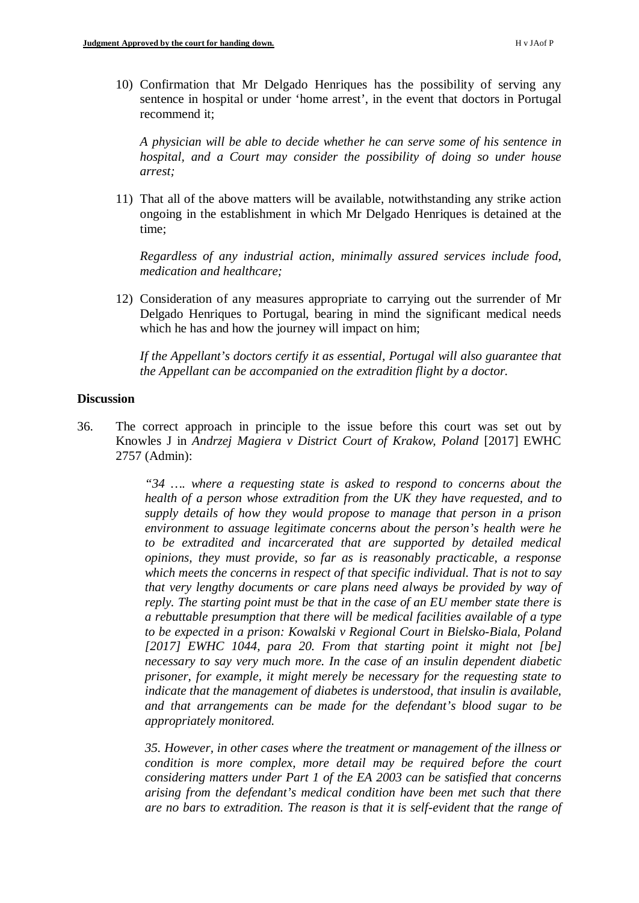10) Confirmation that Mr Delgado Henriques has the possibility of serving any sentence in hospital or under 'home arrest', in the event that doctors in Portugal recommend it;

    *A physician will be able to decide whether he can serve some of his sentence in hospital, and a Court may consider the possibility of doing so under house arrest;*

11) That all of the above matters will be available, notwithstanding any strike action ongoing in the establishment in which Mr Delgado Henriques is detained at the time;

    *Regardless of any industrial action, minimally assured services include food, medication and healthcare;*

12) Consideration of any measures appropriate to carrying out the surrender of Mr Delgado Henriques to Portugal, bearing in mind the significant medical needs which he has and how the journey will impact on him;

    *If the Appellant's doctors certify it as essential, Portugal will also guarantee that the Appellant can be accompanied on the extradition flight by a doctor.*

## Discussion

36. The correct approach in principle to the issue before this court was set out by Knowles J in *Andrzej Magiera v District Court of Krakow, Poland* [2017] EWHC 2757 (Admin):

> *"34 …. where a requesting state is asked to respond to concerns about the health of a person whose extradition from the UK they have requested, and to supply details of how they would propose to manage that person in a prison environment to assuage legitimate concerns about the person's health were he to be extradited and incarcerated that are supported by detailed medical opinions, they must provide, so far as is reasonably practicable, a response which meets the concerns in respect of that specific individual. That is not to say that very lengthy documents or care plans need always be provided by way of reply. The starting point must be that in the case of an EU member state there is a rebuttable presumption that there will be medical facilities available of a type to be expected in a prison: Kowalski v Regional Court in Bielsko-Biala, Poland [2017] EWHC 1044, para 20. From that starting point it might not [be] necessary to say very much more. In the case of an insulin dependent diabetic prisoner, for example, it might merely be necessary for the requesting state to indicate that the management of diabetes is understood, that insulin is available, and that arrangements can be made for the defendant's blood sugar to be appropriately monitored.*
>
> *35. However, in other cases where the treatment or management of the illness or condition is more complex, more detail may be required before the court considering matters under Part 1 of the EA 2003 can be satisfied that concerns arising from the defendant's medical condition have been met such that there are no bars to extradition. The reason is that it is self-evident that the range of*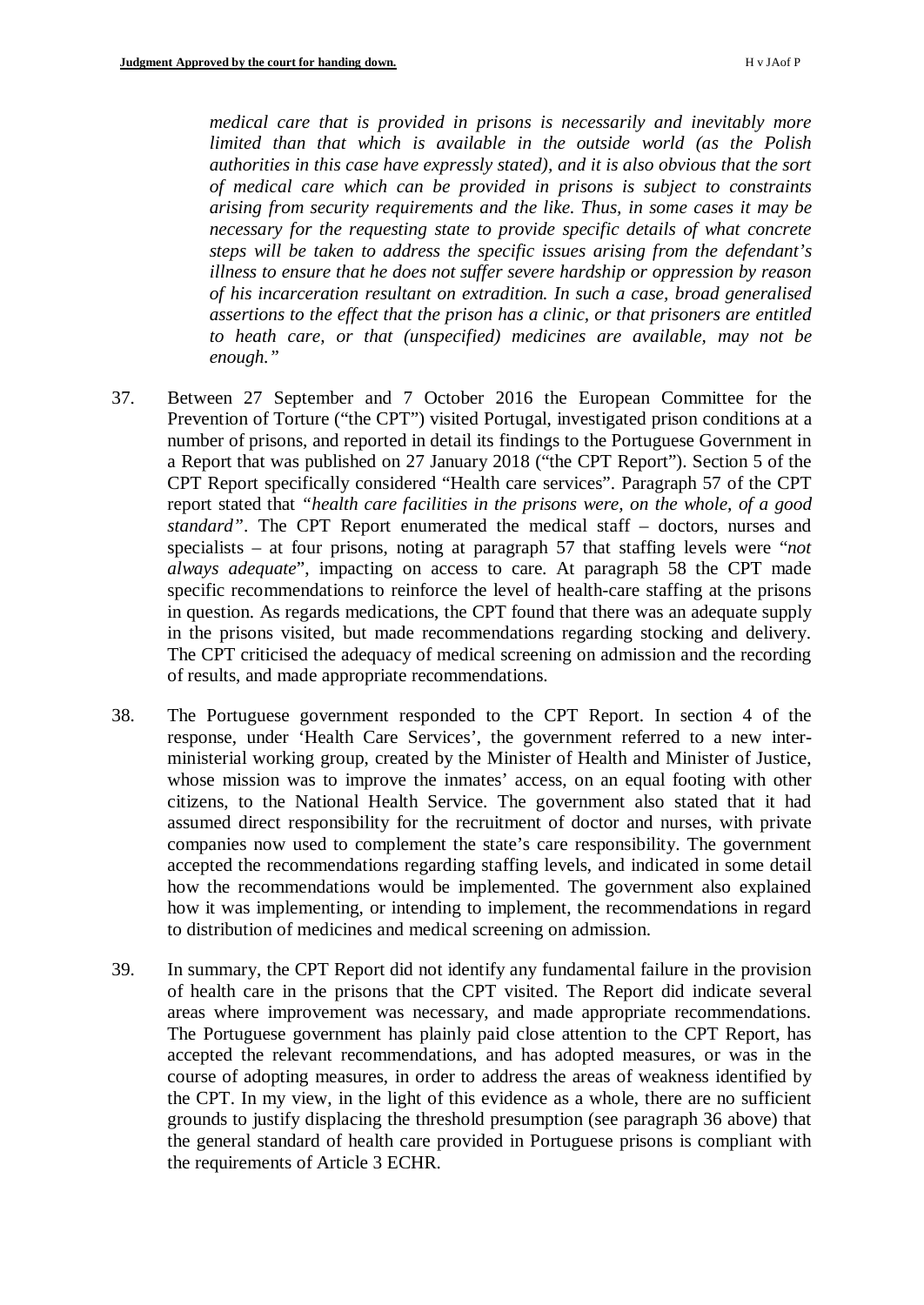*medical care that is provided in prisons is necessarily and inevitably more limited than that which is available in the outside world (as the Polish authorities in this case have expressly stated), and it is also obvious that the sort of medical care which can be provided in prisons is subject to constraints arising from security requirements and the like. Thus, in some cases it may be necessary for the requesting state to provide specific details of what concrete steps will be taken to address the specific issues arising from the defendant's illness to ensure that he does not suffer severe hardship or oppression by reason of his incarceration resultant on extradition. In such a case, broad generalised assertions to the effect that the prison has a clinic, or that prisoners are entitled to heath care, or that (unspecified) medicines are available, may not be enough."*

37. Between 27 September and 7 October 2016 the European Committee for the Prevention of Torture ("the CPT") visited Portugal, investigated prison conditions at a number of prisons, and reported in detail its findings to the Portuguese Government in a Report that was published on 27 January 2018 ("the CPT Report"). Section 5 of the CPT Report specifically considered "Health care services". Paragraph 57 of the CPT report stated that *"health care facilities in the prisons were, on the whole, of a good standard"*. The CPT Report enumerated the medical staff – doctors, nurses and specialists – at four prisons, noting at paragraph 57 that staffing levels were "*not always adequate*", impacting on access to care. At paragraph 58 the CPT made specific recommendations to reinforce the level of health-care staffing at the prisons in question. As regards medications, the CPT found that there was an adequate supply in the prisons visited, but made recommendations regarding stocking and delivery. The CPT criticised the adequacy of medical screening on admission and the recording of results, and made appropriate recommendations.

38. The Portuguese government responded to the CPT Report. In section 4 of the response, under 'Health Care Services', the government referred to a new inter-ministerial working group, created by the Minister of Health and Minister of Justice, whose mission was to improve the inmates' access, on an equal footing with other citizens, to the National Health Service. The government also stated that it had assumed direct responsibility for the recruitment of doctor and nurses, with private companies now used to complement the state's care responsibility. The government accepted the recommendations regarding staffing levels, and indicated in some detail how the recommendations would be implemented. The government also explained how it was implementing, or intending to implement, the recommendations in regard to distribution of medicines and medical screening on admission.

39. In summary, the CPT Report did not identify any fundamental failure in the provision of health care in the prisons that the CPT visited. The Report did indicate several areas where improvement was necessary, and made appropriate recommendations. The Portuguese government has plainly paid close attention to the CPT Report, has accepted the relevant recommendations, and has adopted measures, or was in the course of adopting measures, in order to address the areas of weakness identified by the CPT. In my view, in the light of this evidence as a whole, there are no sufficient grounds to justify displacing the threshold presumption (see paragraph 36 above) that the general standard of health care provided in Portuguese prisons is compliant with the requirements of Article 3 ECHR.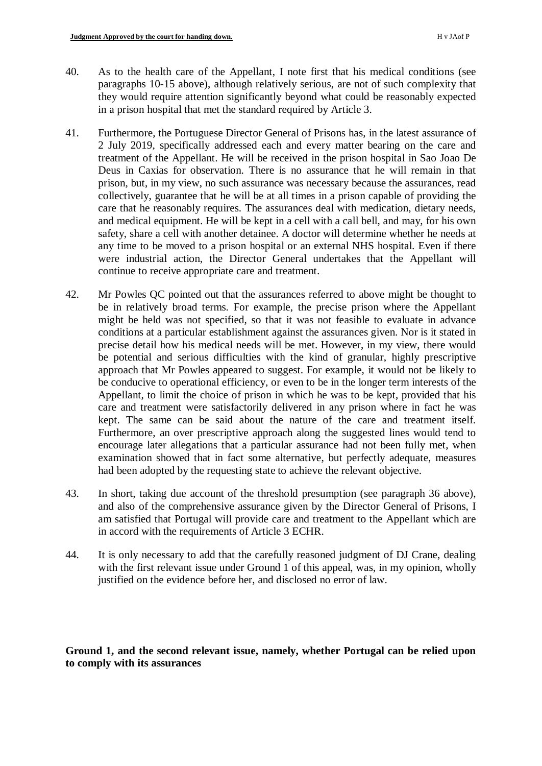40. As to the health care of the Appellant, I note first that his medical conditions (see paragraphs 10-15 above), although relatively serious, are not of such complexity that they would require attention significantly beyond what could be reasonably expected in a prison hospital that met the standard required by Article 3.

41. Furthermore, the Portuguese Director General of Prisons has, in the latest assurance of 2 July 2019, specifically addressed each and every matter bearing on the care and treatment of the Appellant. He will be received in the prison hospital in Sao Joao De Deus in Caxias for observation. There is no assurance that he will remain in that prison, but, in my view, no such assurance was necessary because the assurances, read collectively, guarantee that he will be at all times in a prison capable of providing the care that he reasonably requires. The assurances deal with medication, dietary needs, and medical equipment. He will be kept in a cell with a call bell, and may, for his own safety, share a cell with another detainee. A doctor will determine whether he needs at any time to be moved to a prison hospital or an external NHS hospital. Even if there were industrial action, the Director General undertakes that the Appellant will continue to receive appropriate care and treatment.

42. Mr Powles QC pointed out that the assurances referred to above might be thought to be in relatively broad terms. For example, the precise prison where the Appellant might be held was not specified, so that it was not feasible to evaluate in advance conditions at a particular establishment against the assurances given. Nor is it stated in precise detail how his medical needs will be met. However, in my view, there would be potential and serious difficulties with the kind of granular, highly prescriptive approach that Mr Powles appeared to suggest. For example, it would not be likely to be conducive to operational efficiency, or even to be in the longer term interests of the Appellant, to limit the choice of prison in which he was to be kept, provided that his care and treatment were satisfactorily delivered in any prison where in fact he was kept. The same can be said about the nature of the care and treatment itself. Furthermore, an over prescriptive approach along the suggested lines would tend to encourage later allegations that a particular assurance had not been fully met, when examination showed that in fact some alternative, but perfectly adequate, measures had been adopted by the requesting state to achieve the relevant objective.

43. In short, taking due account of the threshold presumption (see paragraph 36 above), and also of the comprehensive assurance given by the Director General of Prisons, I am satisfied that Portugal will provide care and treatment to the Appellant which are in accord with the requirements of Article 3 ECHR.

44. It is only necessary to add that the carefully reasoned judgment of DJ Crane, dealing with the first relevant issue under Ground 1 of this appeal, was, in my opinion, wholly justified on the evidence before her, and disclosed no error of law.

**Ground 1, and the second relevant issue, namely, whether Portugal can be relied upon to comply with its assurances**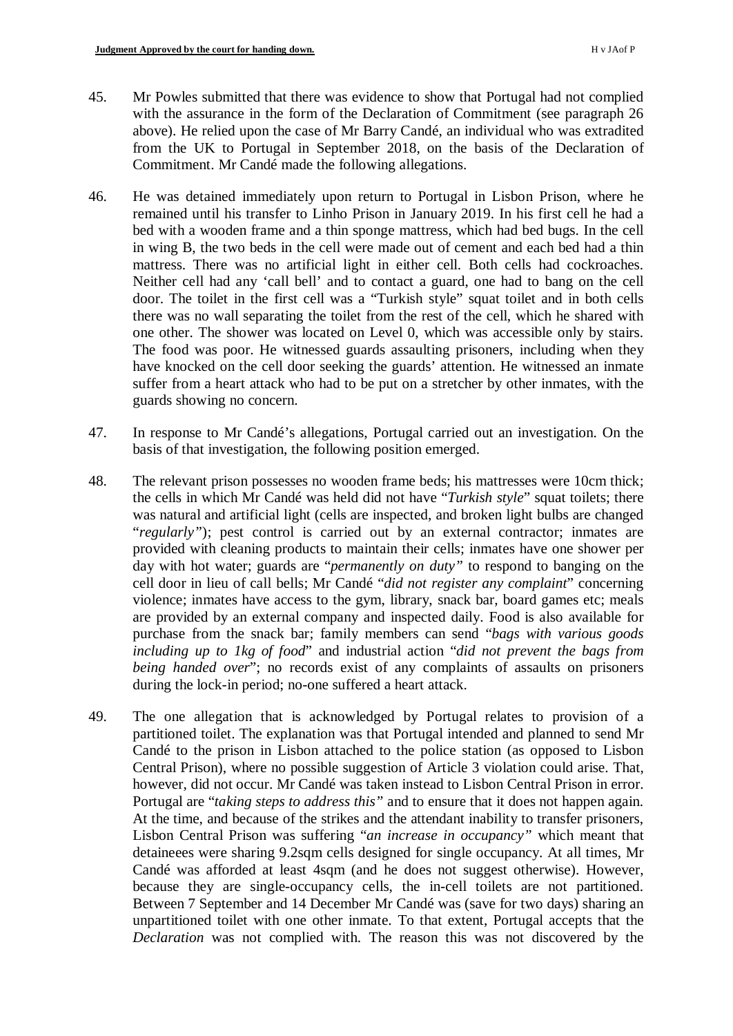45. Mr Powles submitted that there was evidence to show that Portugal had not complied with the assurance in the form of the Declaration of Commitment (see paragraph 26 above). He relied upon the case of Mr Barry Candé, an individual who was extradited from the UK to Portugal in September 2018, on the basis of the Declaration of Commitment. Mr Candé made the following allegations.

46. He was detained immediately upon return to Portugal in Lisbon Prison, where he remained until his transfer to Linho Prison in January 2019. In his first cell he had a bed with a wooden frame and a thin sponge mattress, which had bed bugs. In the cell in wing B, the two beds in the cell were made out of cement and each bed had a thin mattress. There was no artificial light in either cell. Both cells had cockroaches. Neither cell had any 'call bell' and to contact a guard, one had to bang on the cell door. The toilet in the first cell was a "Turkish style" squat toilet and in both cells there was no wall separating the toilet from the rest of the cell, which he shared with one other. The shower was located on Level 0, which was accessible only by stairs. The food was poor. He witnessed guards assaulting prisoners, including when they have knocked on the cell door seeking the guards' attention. He witnessed an inmate suffer from a heart attack who had to be put on a stretcher by other inmates, with the guards showing no concern.

47. In response to Mr Candé's allegations, Portugal carried out an investigation. On the basis of that investigation, the following position emerged.

48. The relevant prison possesses no wooden frame beds; his mattresses were 10cm thick; the cells in which Mr Candé was held did not have "*Turkish style*" squat toilets; there was natural and artificial light (cells are inspected, and broken light bulbs are changed "*regularly*"); pest control is carried out by an external contractor; inmates are provided with cleaning products to maintain their cells; inmates have one shower per day with hot water; guards are "*permanently on duty*" to respond to banging on the cell door in lieu of call bells; Mr Candé "*did not register any complaint*" concerning violence; inmates have access to the gym, library, snack bar, board games etc; meals are provided by an external company and inspected daily. Food is also available for purchase from the snack bar; family members can send "*bags with various goods including up to 1kg of food*" and industrial action "*did not prevent the bags from being handed over*"; no records exist of any complaints of assaults on prisoners during the lock-in period; no-one suffered a heart attack.

49. The one allegation that is acknowledged by Portugal relates to provision of a partitioned toilet. The explanation was that Portugal intended and planned to send Mr Candé to the prison in Lisbon attached to the police station (as opposed to Lisbon Central Prison), where no possible suggestion of Article 3 violation could arise. That, however, did not occur. Mr Candé was taken instead to Lisbon Central Prison in error. Portugal are "*taking steps to address this*" and to ensure that it does not happen again. At the time, and because of the strikes and the attendant inability to transfer prisoners, Lisbon Central Prison was suffering "*an increase in occupancy*" which meant that detaineees were sharing 9.2sqm cells designed for single occupancy. At all times, Mr Candé was afforded at least 4sqm (and he does not suggest otherwise). However, because they are single-occupancy cells, the in-cell toilets are not partitioned. Between 7 September and 14 December Mr Candé was (save for two days) sharing an unpartitioned toilet with one other inmate. To that extent, Portugal accepts that the *Declaration* was not complied with. The reason this was not discovered by the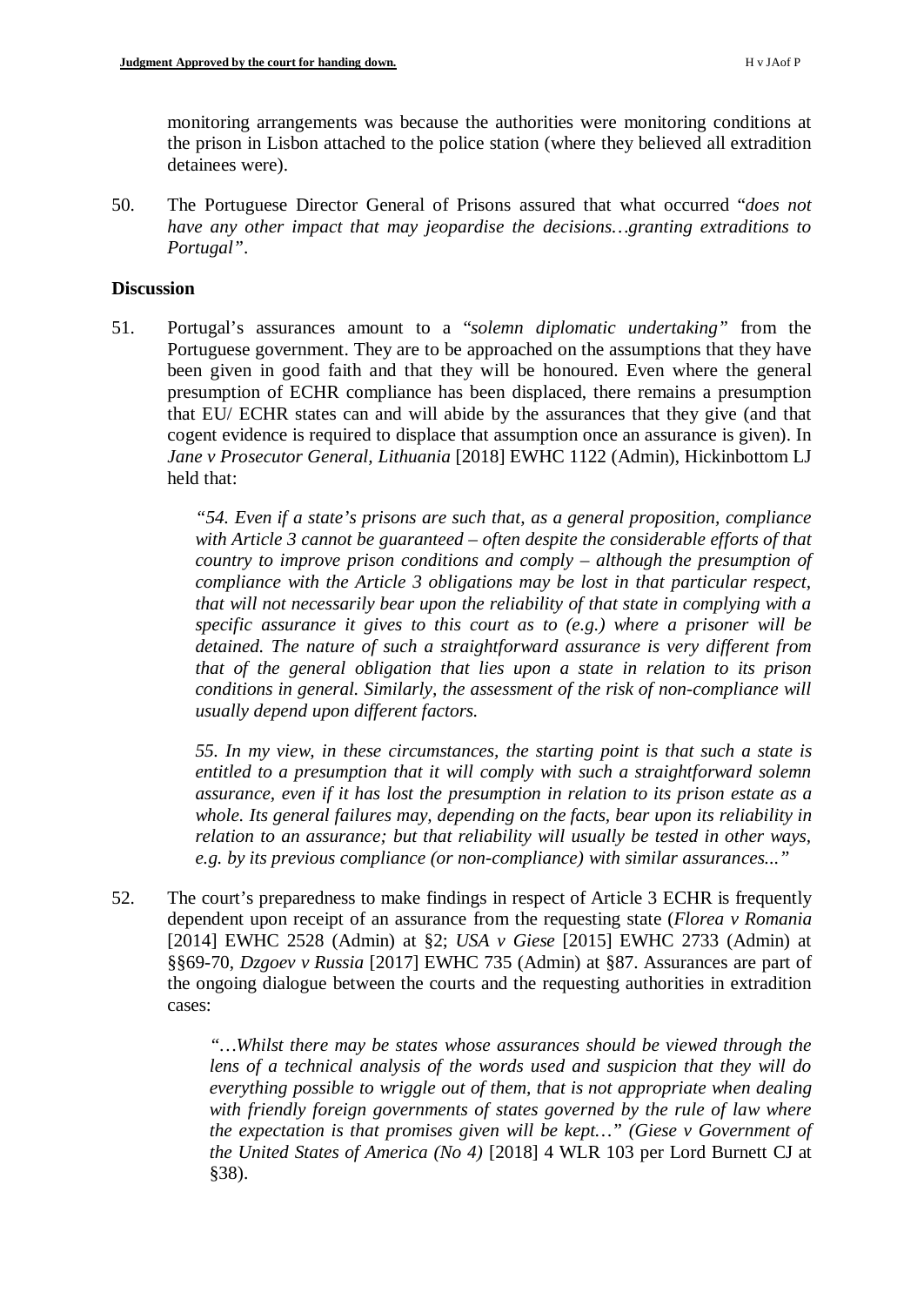monitoring arrangements was because the authorities were monitoring conditions at the prison in Lisbon attached to the police station (where they believed all extradition detainees were).

50. The Portuguese Director General of Prisons assured that what occurred "*does not have any other impact that may jeopardise the decisions…granting extraditions to Portugal"*.

## Discussion

51. Portugal's assurances amount to a *"solemn diplomatic undertaking"* from the Portuguese government. They are to be approached on the assumptions that they have been given in good faith and that they will be honoured. Even where the general presumption of ECHR compliance has been displaced, there remains a presumption that EU/ ECHR states can and will abide by the assurances that they give (and that cogent evidence is required to displace that assumption once an assurance is given). In *Jane v Prosecutor General, Lithuania* [2018] EWHC 1122 (Admin), Hickinbottom LJ held that:

> *"54. Even if a state's prisons are such that, as a general proposition, compliance with Article 3 cannot be guaranteed – often despite the considerable efforts of that country to improve prison conditions and comply – although the presumption of compliance with the Article 3 obligations may be lost in that particular respect, that will not necessarily bear upon the reliability of that state in complying with a specific assurance it gives to this court as to (e.g.) where a prisoner will be detained. The nature of such a straightforward assurance is very different from that of the general obligation that lies upon a state in relation to its prison conditions in general. Similarly, the assessment of the risk of non-compliance will usually depend upon different factors.*
>
> *55. In my view, in these circumstances, the starting point is that such a state is entitled to a presumption that it will comply with such a straightforward solemn assurance, even if it has lost the presumption in relation to its prison estate as a whole. Its general failures may, depending on the facts, bear upon its reliability in relation to an assurance; but that reliability will usually be tested in other ways, e.g. by its previous compliance (or non-compliance) with similar assurances..."*

52. The court's preparedness to make findings in respect of Article 3 ECHR is frequently dependent upon receipt of an assurance from the requesting state (*Florea v Romania* [2014] EWHC 2528 (Admin) at §2; *USA v Giese* [2015] EWHC 2733 (Admin) at §§69-70, *Dzgoev v Russia* [2017] EWHC 735 (Admin) at §87. Assurances are part of the ongoing dialogue between the courts and the requesting authorities in extradition cases:

> *"…Whilst there may be states whose assurances should be viewed through the lens of a technical analysis of the words used and suspicion that they will do everything possible to wriggle out of them, that is not appropriate when dealing with friendly foreign governments of states governed by the rule of law where the expectation is that promises given will be kept…" (Giese v Government of the United States of America (No 4)* [2018] 4 WLR 103 per Lord Burnett CJ at §38).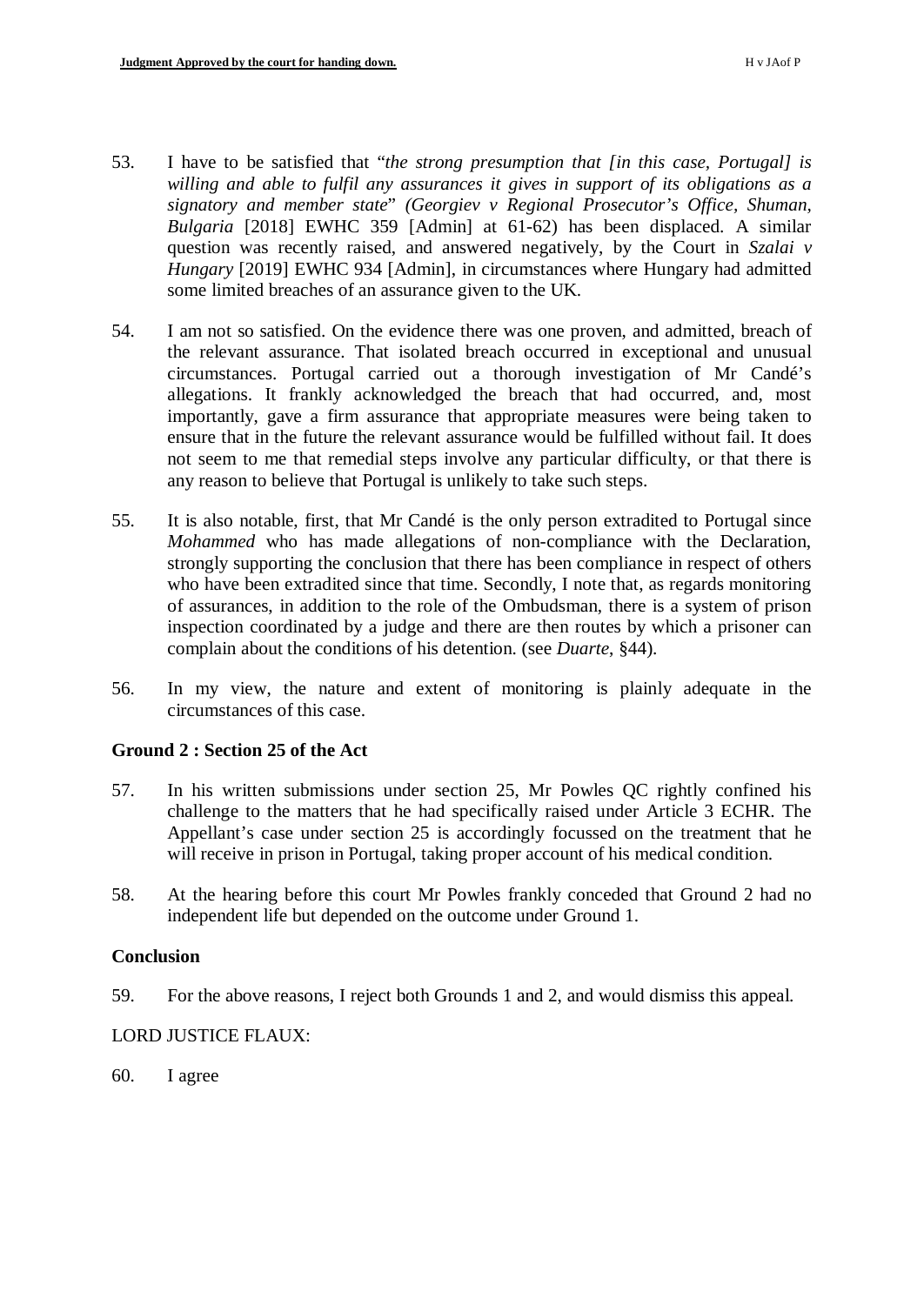53. I have to be satisfied that "*the strong presumption that [in this case, Portugal] is willing and able to fulfil any assurances it gives in support of its obligations as a signatory and member state*" *(Georgiev v Regional Prosecutor's Office, Shuman, Bulgaria* [2018] EWHC 359 [Admin] at 61-62) has been displaced. A similar question was recently raised, and answered negatively, by the Court in *Szalai v Hungary* [2019] EWHC 934 [Admin], in circumstances where Hungary had admitted some limited breaches of an assurance given to the UK.

54. I am not so satisfied. On the evidence there was one proven, and admitted, breach of the relevant assurance. That isolated breach occurred in exceptional and unusual circumstances. Portugal carried out a thorough investigation of Mr Candé's allegations. It frankly acknowledged the breach that had occurred, and, most importantly, gave a firm assurance that appropriate measures were being taken to ensure that in the future the relevant assurance would be fulfilled without fail. It does not seem to me that remedial steps involve any particular difficulty, or that there is any reason to believe that Portugal is unlikely to take such steps.

55. It is also notable, first, that Mr Candé is the only person extradited to Portugal since *Mohammed* who has made allegations of non-compliance with the Declaration, strongly supporting the conclusion that there has been compliance in respect of others who have been extradited since that time. Secondly, I note that, as regards monitoring of assurances, in addition to the role of the Ombudsman, there is a system of prison inspection coordinated by a judge and there are then routes by which a prisoner can complain about the conditions of his detention. (see *Duarte*, §44).

56. In my view, the nature and extent of monitoring is plainly adequate in the circumstances of this case.

**Ground 2 : Section 25 of the Act**

57. In his written submissions under section 25, Mr Powles QC rightly confined his challenge to the matters that he had specifically raised under Article 3 ECHR. The Appellant's case under section 25 is accordingly focussed on the treatment that he will receive in prison in Portugal, taking proper account of his medical condition.

58. At the hearing before this court Mr Powles frankly conceded that Ground 2 had no independent life but depended on the outcome under Ground 1.

**Conclusion**

59. For the above reasons, I reject both Grounds 1 and 2, and would dismiss this appeal.

LORD JUSTICE FLAUX:

60. I agree